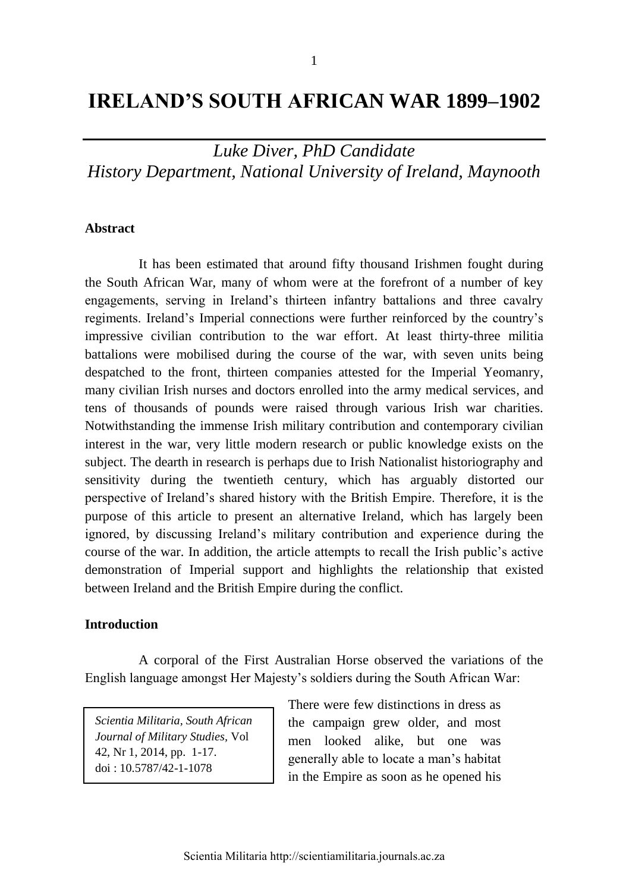# IRELAND'S SOUTH AFRICAN WAR 1899–1902

*Luke Diver, PhD Candidate*
*History Department, National University of Ireland, Maynooth*

### Abstract

It has been estimated that around fifty thousand Irishmen fought during the South African War, many of whom were at the forefront of a number of key engagements, serving in Ireland's thirteen infantry battalions and three cavalry regiments. Ireland's Imperial connections were further reinforced by the country's impressive civilian contribution to the war effort. At least thirty-three militia battalions were mobilised during the course of the war, with seven units being despatched to the front, thirteen companies attested for the Imperial Yeomanry, many civilian Irish nurses and doctors enrolled into the army medical services, and tens of thousands of pounds were raised through various Irish war charities. Notwithstanding the immense Irish military contribution and contemporary civilian interest in the war, very little modern research or public knowledge exists on the subject. The dearth in research is perhaps due to Irish Nationalist historiography and sensitivity during the twentieth century, which has arguably distorted our perspective of Ireland's shared history with the British Empire. Therefore, it is the purpose of this article to present an alternative Ireland, which has largely been ignored, by discussing Ireland's military contribution and experience during the course of the war. In addition, the article attempts to recall the Irish public's active demonstration of Imperial support and highlights the relationship that existed between Ireland and the British Empire during the conflict.

### Introduction

A corporal of the First Australian Horse observed the variations of the English language amongst Her Majesty's soldiers during the South African War:

> There were few distinctions in dress as the campaign grew older, and most men looked alike, but one was generally able to locate a man's habitat in the Empire as soon as he opened his

*Scientia Militaria, South African Journal of Military Studies*, Vol 42, Nr 1, 2014, pp. 1-17.
doi : 10.5787/42-1-1078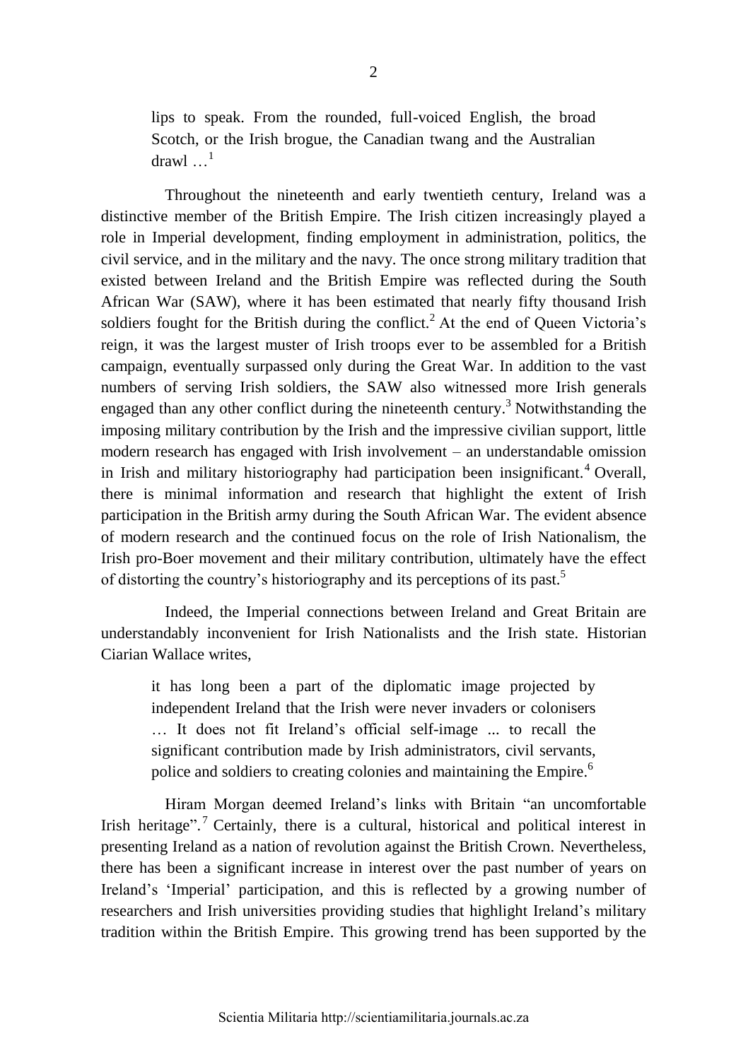> lips to speak. From the rounded, full-voiced English, the broad Scotch, or the Irish brogue, the Canadian twang and the Australian drawl …[1]

Throughout the nineteenth and early twentieth century, Ireland was a distinctive member of the British Empire. The Irish citizen increasingly played a role in Imperial development, finding employment in administration, politics, the civil service, and in the military and the navy. The once strong military tradition that existed between Ireland and the British Empire was reflected during the South African War (SAW), where it has been estimated that nearly fifty thousand Irish soldiers fought for the British during the conflict.[2] At the end of Queen Victoria's reign, it was the largest muster of Irish troops ever to be assembled for a British campaign, eventually surpassed only during the Great War. In addition to the vast numbers of serving Irish soldiers, the SAW also witnessed more Irish generals engaged than any other conflict during the nineteenth century.[3] Notwithstanding the imposing military contribution by the Irish and the impressive civilian support, little modern research has engaged with Irish involvement – an understandable omission in Irish and military historiography had participation been insignificant.[4] Overall, there is minimal information and research that highlight the extent of Irish participation in the British army during the South African War. The evident absence of modern research and the continued focus on the role of Irish Nationalism, the Irish pro-Boer movement and their military contribution, ultimately have the effect of distorting the country's historiography and its perceptions of its past.[5]

Indeed, the Imperial connections between Ireland and Great Britain are understandably inconvenient for Irish Nationalists and the Irish state. Historian Ciarian Wallace writes,

> it has long been a part of the diplomatic image projected by independent Ireland that the Irish were never invaders or colonisers … It does not fit Ireland's official self-image ... to recall the significant contribution made by Irish administrators, civil servants, police and soldiers to creating colonies and maintaining the Empire.[6]

Hiram Morgan deemed Ireland's links with Britain "an uncomfortable Irish heritage".[7] Certainly, there is a cultural, historical and political interest in presenting Ireland as a nation of revolution against the British Crown. Nevertheless, there has been a significant increase in interest over the past number of years on Ireland's 'Imperial' participation, and this is reflected by a growing number of researchers and Irish universities providing studies that highlight Ireland's military tradition within the British Empire. This growing trend has been supported by the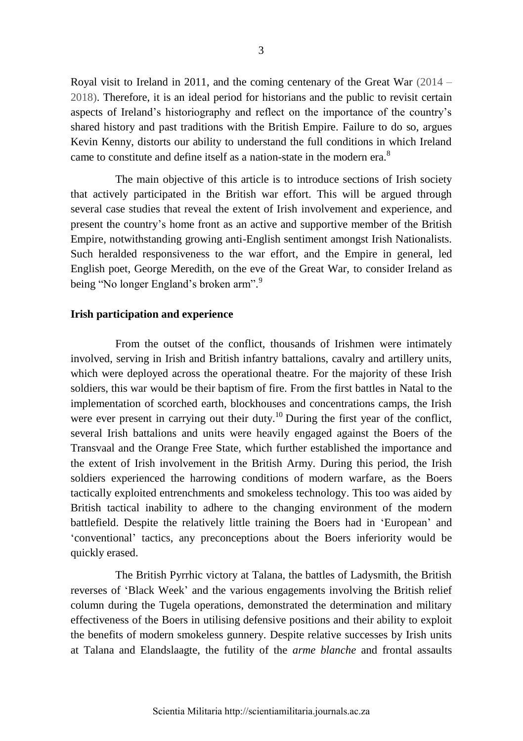Royal visit to Ireland in 2011, and the coming centenary of the Great War (2014 – 2018). Therefore, it is an ideal period for historians and the public to revisit certain aspects of Ireland's historiography and reflect on the importance of the country's shared history and past traditions with the British Empire. Failure to do so, argues Kevin Kenny, distorts our ability to understand the full conditions in which Ireland came to constitute and define itself as a nation-state in the modern era.[8]

The main objective of this article is to introduce sections of Irish society that actively participated in the British war effort. This will be argued through several case studies that reveal the extent of Irish involvement and experience, and present the country's home front as an active and supportive member of the British Empire, notwithstanding growing anti-English sentiment amongst Irish Nationalists. Such heralded responsiveness to the war effort, and the Empire in general, led English poet, George Meredith, on the eve of the Great War, to consider Ireland as being "No longer England's broken arm".[9]

**Irish participation and experience**

From the outset of the conflict, thousands of Irishmen were intimately involved, serving in Irish and British infantry battalions, cavalry and artillery units, which were deployed across the operational theatre. For the majority of these Irish soldiers, this war would be their baptism of fire. From the first battles in Natal to the implementation of scorched earth, blockhouses and concentrations camps, the Irish were ever present in carrying out their duty.[10] During the first year of the conflict, several Irish battalions and units were heavily engaged against the Boers of the Transvaal and the Orange Free State, which further established the importance and the extent of Irish involvement in the British Army. During this period, the Irish soldiers experienced the harrowing conditions of modern warfare, as the Boers tactically exploited entrenchments and smokeless technology. This too was aided by British tactical inability to adhere to the changing environment of the modern battlefield. Despite the relatively little training the Boers had in 'European' and 'conventional' tactics, any preconceptions about the Boers inferiority would be quickly erased.

The British Pyrrhic victory at Talana, the battles of Ladysmith, the British reverses of 'Black Week' and the various engagements involving the British relief column during the Tugela operations, demonstrated the determination and military effectiveness of the Boers in utilising defensive positions and their ability to exploit the benefits of modern smokeless gunnery. Despite relative successes by Irish units at Talana and Elandslaagte, the futility of the *arme blanche* and frontal assaults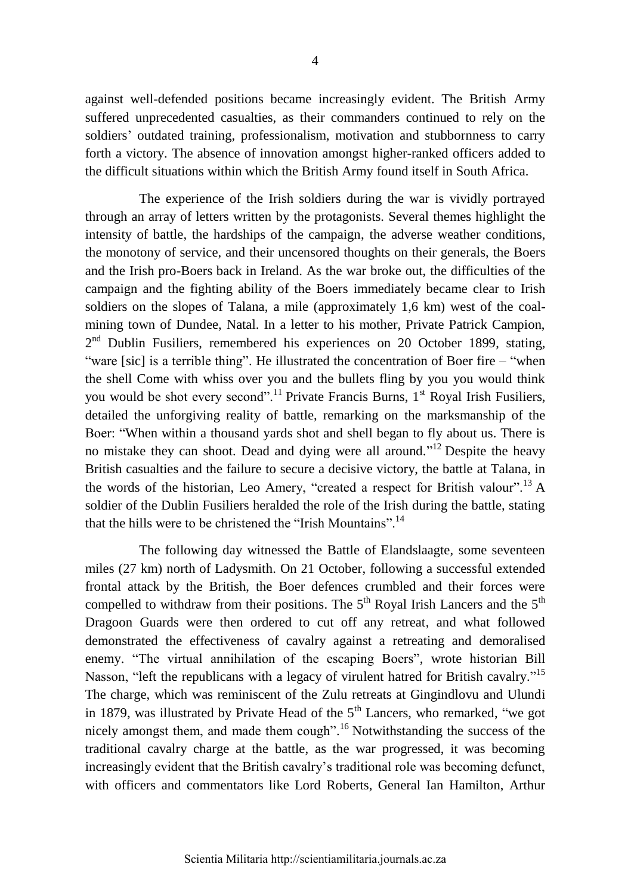against well-defended positions became increasingly evident. The British Army suffered unprecedented casualties, as their commanders continued to rely on the soldiers' outdated training, professionalism, motivation and stubbornness to carry forth a victory. The absence of innovation amongst higher-ranked officers added to the difficult situations within which the British Army found itself in South Africa.

The experience of the Irish soldiers during the war is vividly portrayed through an array of letters written by the protagonists. Several themes highlight the intensity of battle, the hardships of the campaign, the adverse weather conditions, the monotony of service, and their uncensored thoughts on their generals, the Boers and the Irish pro-Boers back in Ireland. As the war broke out, the difficulties of the campaign and the fighting ability of the Boers immediately became clear to Irish soldiers on the slopes of Talana, a mile (approximately 1,6 km) west of the coal-mining town of Dundee, Natal. In a letter to his mother, Private Patrick Campion, 2nd Dublin Fusiliers, remembered his experiences on 20 October 1899, stating, "ware [sic] is a terrible thing". He illustrated the concentration of Boer fire – "when the shell Come with whiss over you and the bullets fling by you you would think you would be shot every second".[11] Private Francis Burns, 1st Royal Irish Fusiliers, detailed the unforgiving reality of battle, remarking on the marksmanship of the Boer: "When within a thousand yards shot and shell began to fly about us. There is no mistake they can shoot. Dead and dying were all around."[12] Despite the heavy British casualties and the failure to secure a decisive victory, the battle at Talana, in the words of the historian, Leo Amery, "created a respect for British valour".[13] A soldier of the Dublin Fusiliers heralded the role of the Irish during the battle, stating that the hills were to be christened the "Irish Mountains".[14]

The following day witnessed the Battle of Elandslaagte, some seventeen miles (27 km) north of Ladysmith. On 21 October, following a successful extended frontal attack by the British, the Boer defences crumbled and their forces were compelled to withdraw from their positions. The 5th Royal Irish Lancers and the 5th Dragoon Guards were then ordered to cut off any retreat, and what followed demonstrated the effectiveness of cavalry against a retreating and demoralised enemy. "The virtual annihilation of the escaping Boers", wrote historian Bill Nasson, "left the republicans with a legacy of virulent hatred for British cavalry."[15] The charge, which was reminiscent of the Zulu retreats at Gingindlovu and Ulundi in 1879, was illustrated by Private Head of the 5th Lancers, who remarked, "we got nicely amongst them, and made them cough".[16] Notwithstanding the success of the traditional cavalry charge at the battle, as the war progressed, it was becoming increasingly evident that the British cavalry's traditional role was becoming defunct, with officers and commentators like Lord Roberts, General Ian Hamilton, Arthur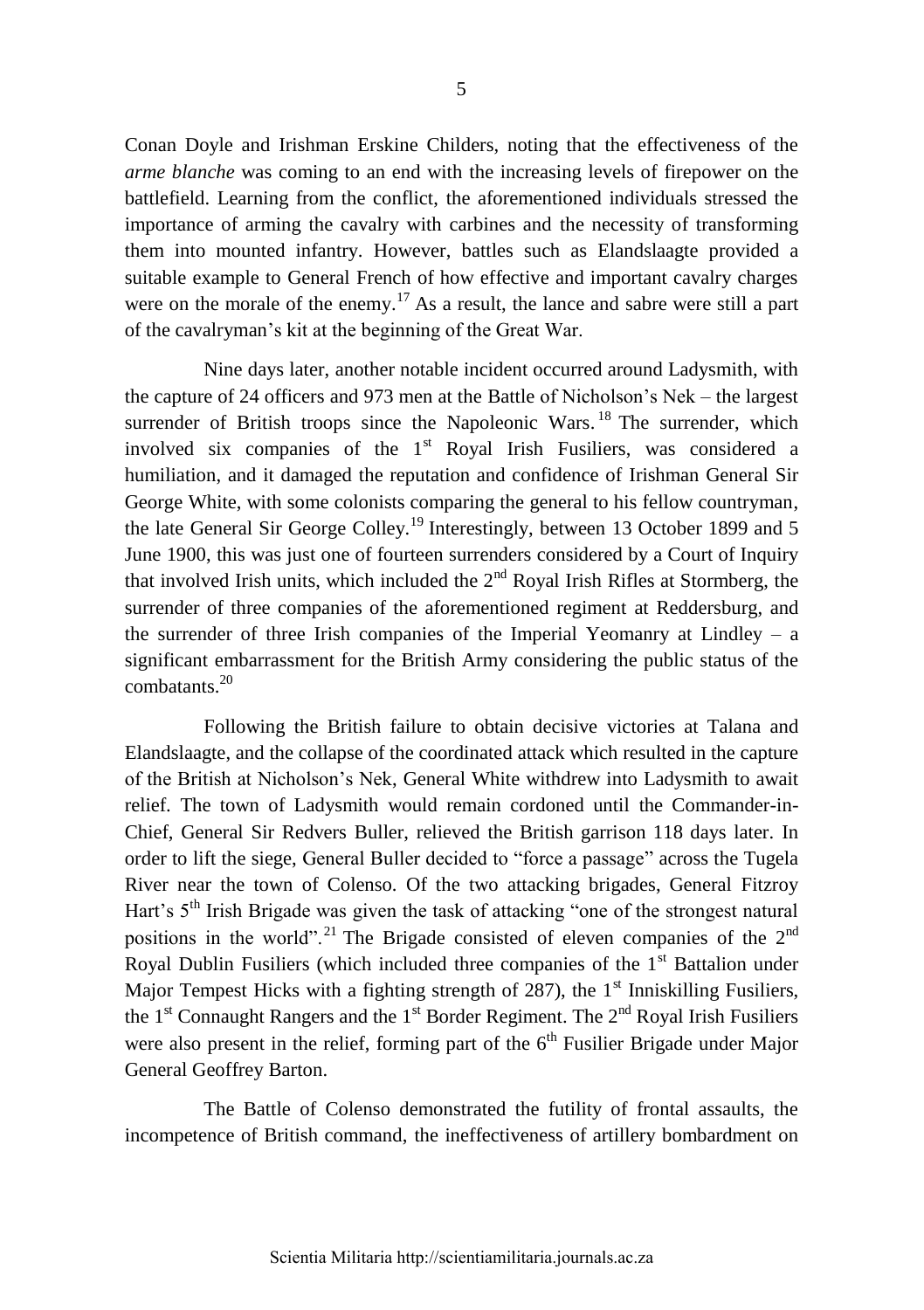Conan Doyle and Irishman Erskine Childers, noting that the effectiveness of the *arme blanche* was coming to an end with the increasing levels of firepower on the battlefield. Learning from the conflict, the aforementioned individuals stressed the importance of arming the cavalry with carbines and the necessity of transforming them into mounted infantry. However, battles such as Elandslaagte provided a suitable example to General French of how effective and important cavalry charges were on the morale of the enemy.[17] As a result, the lance and sabre were still a part of the cavalryman's kit at the beginning of the Great War.

Nine days later, another notable incident occurred around Ladysmith, with the capture of 24 officers and 973 men at the Battle of Nicholson's Nek – the largest surrender of British troops since the Napoleonic Wars.[18] The surrender, which involved six companies of the 1st Royal Irish Fusiliers, was considered a humiliation, and it damaged the reputation and confidence of Irishman General Sir George White, with some colonists comparing the general to his fellow countryman, the late General Sir George Colley.[19] Interestingly, between 13 October 1899 and 5 June 1900, this was just one of fourteen surrenders considered by a Court of Inquiry that involved Irish units, which included the 2nd Royal Irish Rifles at Stormberg, the surrender of three companies of the aforementioned regiment at Reddersburg, and the surrender of three Irish companies of the Imperial Yeomanry at Lindley – a significant embarrassment for the British Army considering the public status of the combatants.[20]

Following the British failure to obtain decisive victories at Talana and Elandslaagte, and the collapse of the coordinated attack which resulted in the capture of the British at Nicholson's Nek, General White withdrew into Ladysmith to await relief. The town of Ladysmith would remain cordoned until the Commander-in-Chief, General Sir Redvers Buller, relieved the British garrison 118 days later. In order to lift the siege, General Buller decided to "force a passage" across the Tugela River near the town of Colenso. Of the two attacking brigades, General Fitzroy Hart's 5th Irish Brigade was given the task of attacking "one of the strongest natural positions in the world".[21] The Brigade consisted of eleven companies of the 2nd Royal Dublin Fusiliers (which included three companies of the 1st Battalion under Major Tempest Hicks with a fighting strength of 287), the 1st Inniskilling Fusiliers, the 1st Connaught Rangers and the 1st Border Regiment. The 2nd Royal Irish Fusiliers were also present in the relief, forming part of the 6th Fusilier Brigade under Major General Geoffrey Barton.

The Battle of Colenso demonstrated the futility of frontal assaults, the incompetence of British command, the ineffectiveness of artillery bombardment on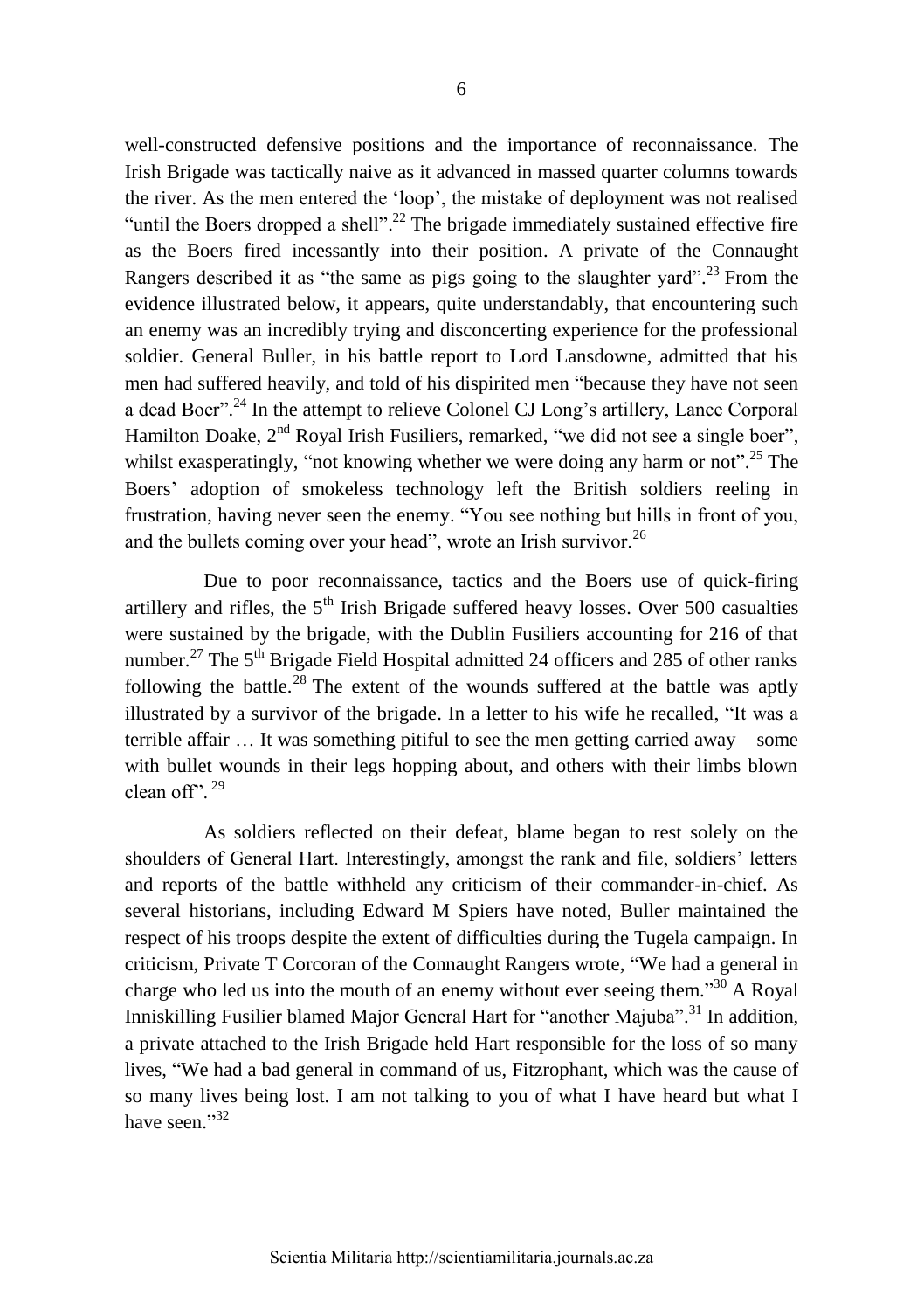well-constructed defensive positions and the importance of reconnaissance. The Irish Brigade was tactically naive as it advanced in massed quarter columns towards the river. As the men entered the 'loop', the mistake of deployment was not realised "until the Boers dropped a shell".[22] The brigade immediately sustained effective fire as the Boers fired incessantly into their position. A private of the Connaught Rangers described it as "the same as pigs going to the slaughter yard".[23] From the evidence illustrated below, it appears, quite understandably, that encountering such an enemy was an incredibly trying and disconcerting experience for the professional soldier. General Buller, in his battle report to Lord Lansdowne, admitted that his men had suffered heavily, and told of his dispirited men "because they have not seen a dead Boer".[24] In the attempt to relieve Colonel CJ Long's artillery, Lance Corporal Hamilton Doake, 2nd Royal Irish Fusiliers, remarked, "we did not see a single boer", whilst exasperatingly, "not knowing whether we were doing any harm or not".[25] The Boers' adoption of smokeless technology left the British soldiers reeling in frustration, having never seen the enemy. "You see nothing but hills in front of you, and the bullets coming over your head", wrote an Irish survivor.[26]

Due to poor reconnaissance, tactics and the Boers use of quick-firing artillery and rifles, the 5th Irish Brigade suffered heavy losses. Over 500 casualties were sustained by the brigade, with the Dublin Fusiliers accounting for 216 of that number.[27] The 5th Brigade Field Hospital admitted 24 officers and 285 of other ranks following the battle.[28] The extent of the wounds suffered at the battle was aptly illustrated by a survivor of the brigade. In a letter to his wife he recalled, "It was a terrible affair … It was something pitiful to see the men getting carried away – some with bullet wounds in their legs hopping about, and others with their limbs blown clean off".[29]

As soldiers reflected on their defeat, blame began to rest solely on the shoulders of General Hart. Interestingly, amongst the rank and file, soldiers' letters and reports of the battle withheld any criticism of their commander-in-chief. As several historians, including Edward M Spiers have noted, Buller maintained the respect of his troops despite the extent of difficulties during the Tugela campaign. In criticism, Private T Corcoran of the Connaught Rangers wrote, "We had a general in charge who led us into the mouth of an enemy without ever seeing them."[30] A Royal Inniskilling Fusilier blamed Major General Hart for "another Majuba".[31] In addition, a private attached to the Irish Brigade held Hart responsible for the loss of so many lives, "We had a bad general in command of us, Fitzrophant, which was the cause of so many lives being lost. I am not talking to you of what I have heard but what I have seen."[32]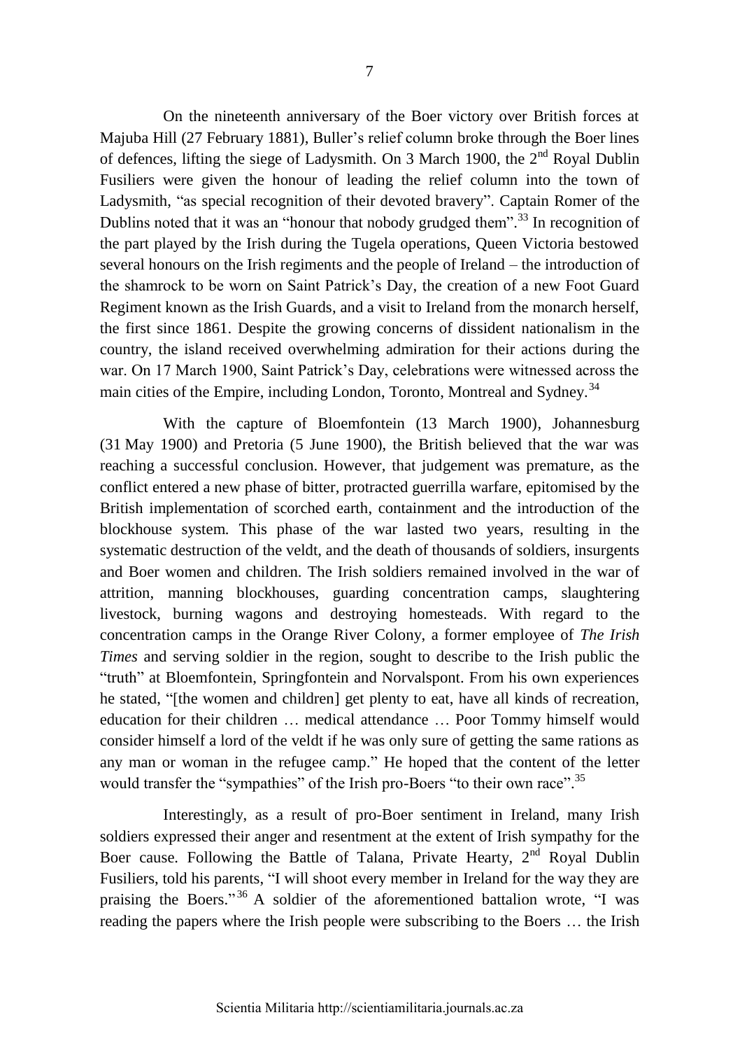On the nineteenth anniversary of the Boer victory over British forces at Majuba Hill (27 February 1881), Buller's relief column broke through the Boer lines of defences, lifting the siege of Ladysmith. On 3 March 1900, the 2nd Royal Dublin Fusiliers were given the honour of leading the relief column into the town of Ladysmith, "as special recognition of their devoted bravery". Captain Romer of the Dublins noted that it was an "honour that nobody grudged them".[33] In recognition of the part played by the Irish during the Tugela operations, Queen Victoria bestowed several honours on the Irish regiments and the people of Ireland – the introduction of the shamrock to be worn on Saint Patrick's Day, the creation of a new Foot Guard Regiment known as the Irish Guards, and a visit to Ireland from the monarch herself, the first since 1861. Despite the growing concerns of dissident nationalism in the country, the island received overwhelming admiration for their actions during the war. On 17 March 1900, Saint Patrick's Day, celebrations were witnessed across the main cities of the Empire, including London, Toronto, Montreal and Sydney.[34]

With the capture of Bloemfontein (13 March 1900), Johannesburg (31 May 1900) and Pretoria (5 June 1900), the British believed that the war was reaching a successful conclusion. However, that judgement was premature, as the conflict entered a new phase of bitter, protracted guerrilla warfare, epitomised by the British implementation of scorched earth, containment and the introduction of the blockhouse system. This phase of the war lasted two years, resulting in the systematic destruction of the veldt, and the death of thousands of soldiers, insurgents and Boer women and children. The Irish soldiers remained involved in the war of attrition, manning blockhouses, guarding concentration camps, slaughtering livestock, burning wagons and destroying homesteads. With regard to the concentration camps in the Orange River Colony, a former employee of *The Irish Times* and serving soldier in the region, sought to describe to the Irish public the "truth" at Bloemfontein, Springfontein and Norvalspont. From his own experiences he stated, "[the women and children] get plenty to eat, have all kinds of recreation, education for their children … medical attendance … Poor Tommy himself would consider himself a lord of the veldt if he was only sure of getting the same rations as any man or woman in the refugee camp." He hoped that the content of the letter would transfer the "sympathies" of the Irish pro-Boers "to their own race".[35]

Interestingly, as a result of pro-Boer sentiment in Ireland, many Irish soldiers expressed their anger and resentment at the extent of Irish sympathy for the Boer cause. Following the Battle of Talana, Private Hearty, 2nd Royal Dublin Fusiliers, told his parents, "I will shoot every member in Ireland for the way they are praising the Boers."[36] A soldier of the aforementioned battalion wrote, "I was reading the papers where the Irish people were subscribing to the Boers … the Irish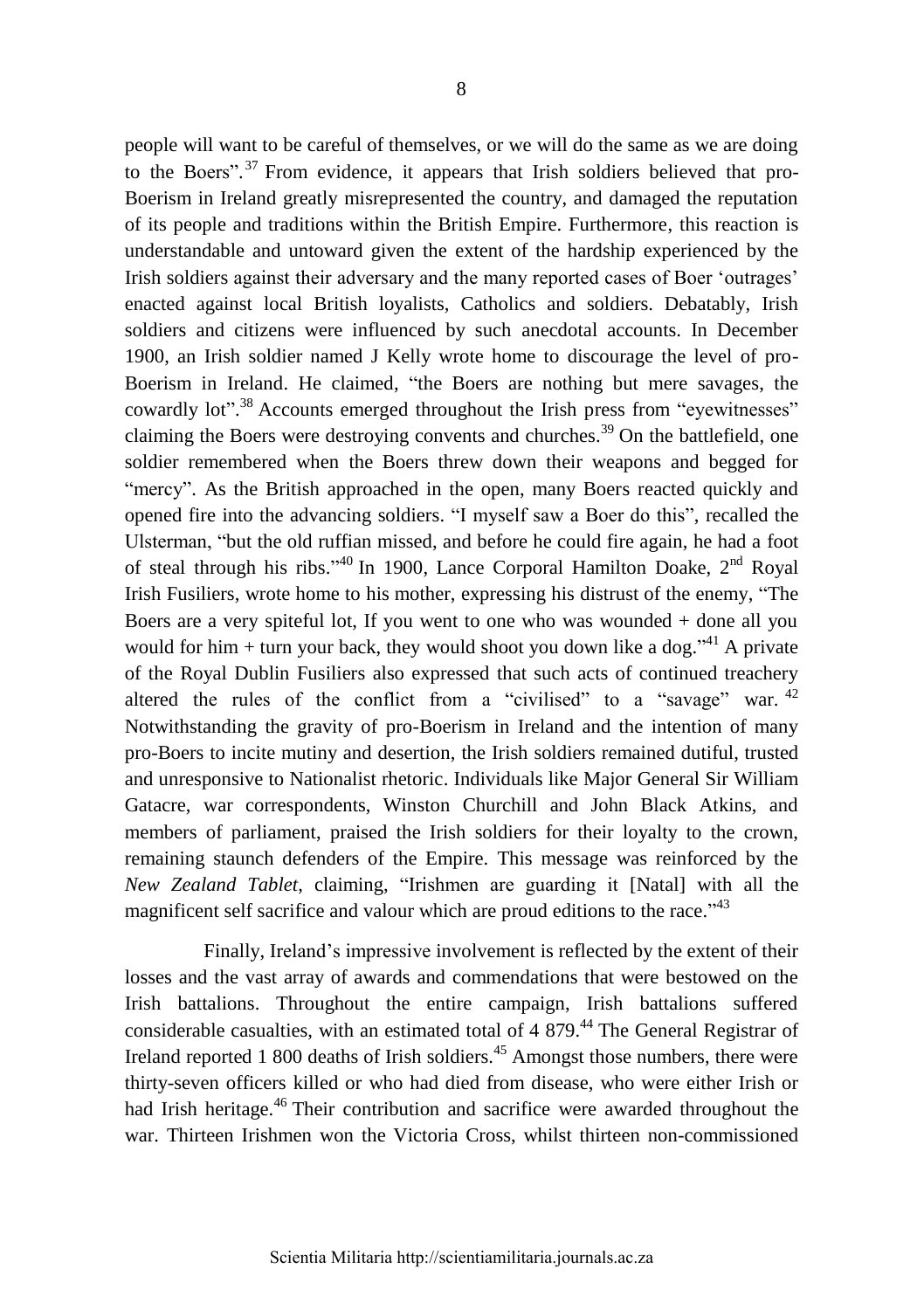people will want to be careful of themselves, or we will do the same as we are doing to the Boers".[37] From evidence, it appears that Irish soldiers believed that pro-Boerism in Ireland greatly misrepresented the country, and damaged the reputation of its people and traditions within the British Empire. Furthermore, this reaction is understandable and untoward given the extent of the hardship experienced by the Irish soldiers against their adversary and the many reported cases of Boer 'outrages' enacted against local British loyalists, Catholics and soldiers. Debatably, Irish soldiers and citizens were influenced by such anecdotal accounts. In December 1900, an Irish soldier named J Kelly wrote home to discourage the level of pro-Boerism in Ireland. He claimed, "the Boers are nothing but mere savages, the cowardly lot".[38] Accounts emerged throughout the Irish press from "eyewitnesses" claiming the Boers were destroying convents and churches.[39] On the battlefield, one soldier remembered when the Boers threw down their weapons and begged for "mercy". As the British approached in the open, many Boers reacted quickly and opened fire into the advancing soldiers. "I myself saw a Boer do this", recalled the Ulsterman, "but the old ruffian missed, and before he could fire again, he had a foot of steal through his ribs."[40] In 1900, Lance Corporal Hamilton Doake, 2nd Royal Irish Fusiliers, wrote home to his mother, expressing his distrust of the enemy, "The Boers are a very spiteful lot, If you went to one who was wounded + done all you would for him + turn your back, they would shoot you down like a dog."[41] A private of the Royal Dublin Fusiliers also expressed that such acts of continued treachery altered the rules of the conflict from a "civilised" to a "savage" war.[42] Notwithstanding the gravity of pro-Boerism in Ireland and the intention of many pro-Boers to incite mutiny and desertion, the Irish soldiers remained dutiful, trusted and unresponsive to Nationalist rhetoric. Individuals like Major General Sir William Gatacre, war correspondents, Winston Churchill and John Black Atkins, and members of parliament, praised the Irish soldiers for their loyalty to the crown, remaining staunch defenders of the Empire. This message was reinforced by the *New Zealand Tablet*, claiming, "Irishmen are guarding it [Natal] with all the magnificent self sacrifice and valour which are proud editions to the race."[43]

Finally, Ireland's impressive involvement is reflected by the extent of their losses and the vast array of awards and commendations that were bestowed on the Irish battalions. Throughout the entire campaign, Irish battalions suffered considerable casualties, with an estimated total of 4 879.[44] The General Registrar of Ireland reported 1 800 deaths of Irish soldiers.[45] Amongst those numbers, there were thirty-seven officers killed or who had died from disease, who were either Irish or had Irish heritage.[46] Their contribution and sacrifice were awarded throughout the war. Thirteen Irishmen won the Victoria Cross, whilst thirteen non-commissioned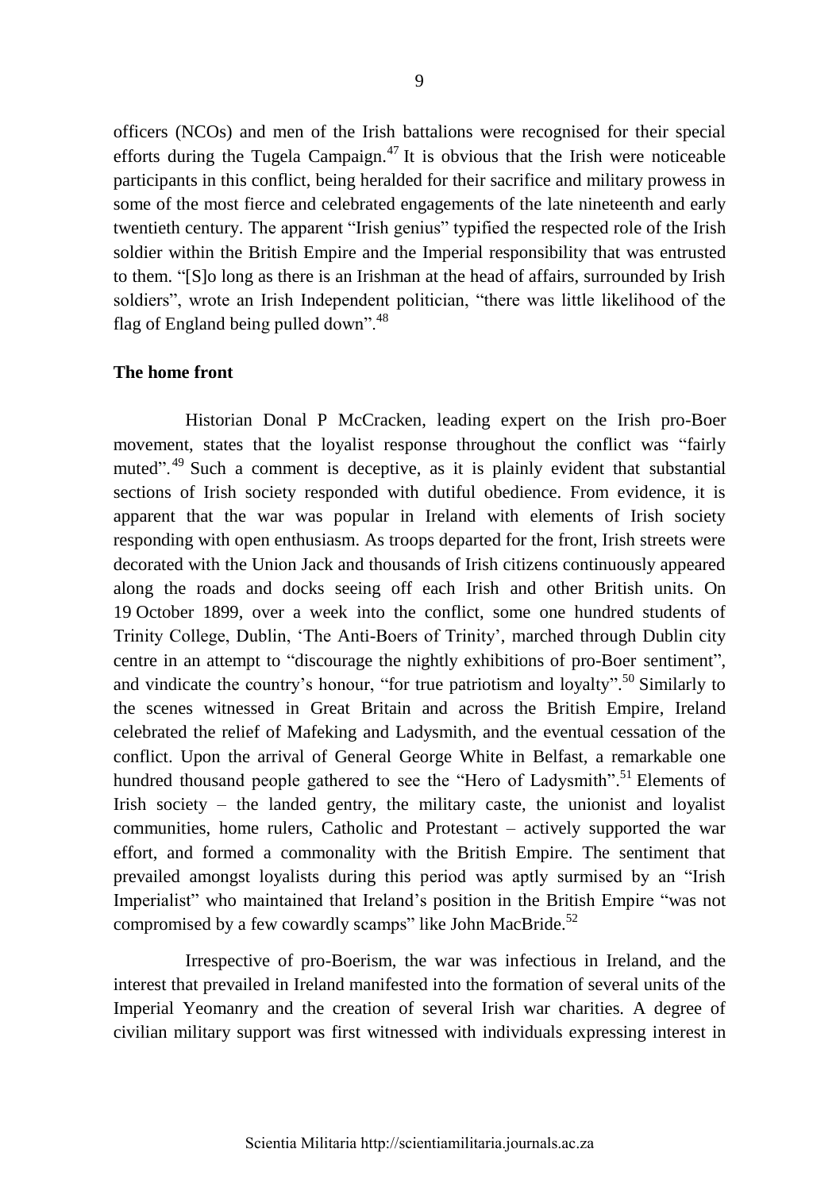officers (NCOs) and men of the Irish battalions were recognised for their special efforts during the Tugela Campaign.[47] It is obvious that the Irish were noticeable participants in this conflict, being heralded for their sacrifice and military prowess in some of the most fierce and celebrated engagements of the late nineteenth and early twentieth century. The apparent "Irish genius" typified the respected role of the Irish soldier within the British Empire and the Imperial responsibility that was entrusted to them. "[S]o long as there is an Irishman at the head of affairs, surrounded by Irish soldiers", wrote an Irish Independent politician, "there was little likelihood of the flag of England being pulled down".[48]

**The home front**

Historian Donal P McCracken, leading expert on the Irish pro-Boer movement, states that the loyalist response throughout the conflict was "fairly muted".[49] Such a comment is deceptive, as it is plainly evident that substantial sections of Irish society responded with dutiful obedience. From evidence, it is apparent that the war was popular in Ireland with elements of Irish society responding with open enthusiasm. As troops departed for the front, Irish streets were decorated with the Union Jack and thousands of Irish citizens continuously appeared along the roads and docks seeing off each Irish and other British units. On 19 October 1899, over a week into the conflict, some one hundred students of Trinity College, Dublin, 'The Anti-Boers of Trinity', marched through Dublin city centre in an attempt to "discourage the nightly exhibitions of pro-Boer sentiment", and vindicate the country's honour, "for true patriotism and loyalty".[50] Similarly to the scenes witnessed in Great Britain and across the British Empire, Ireland celebrated the relief of Mafeking and Ladysmith, and the eventual cessation of the conflict. Upon the arrival of General George White in Belfast, a remarkable one hundred thousand people gathered to see the "Hero of Ladysmith".[51] Elements of Irish society – the landed gentry, the military caste, the unionist and loyalist communities, home rulers, Catholic and Protestant – actively supported the war effort, and formed a commonality with the British Empire. The sentiment that prevailed amongst loyalists during this period was aptly surmised by an "Irish Imperialist" who maintained that Ireland's position in the British Empire "was not compromised by a few cowardly scamps" like John MacBride.[52]

Irrespective of pro-Boerism, the war was infectious in Ireland, and the interest that prevailed in Ireland manifested into the formation of several units of the Imperial Yeomanry and the creation of several Irish war charities. A degree of civilian military support was first witnessed with individuals expressing interest in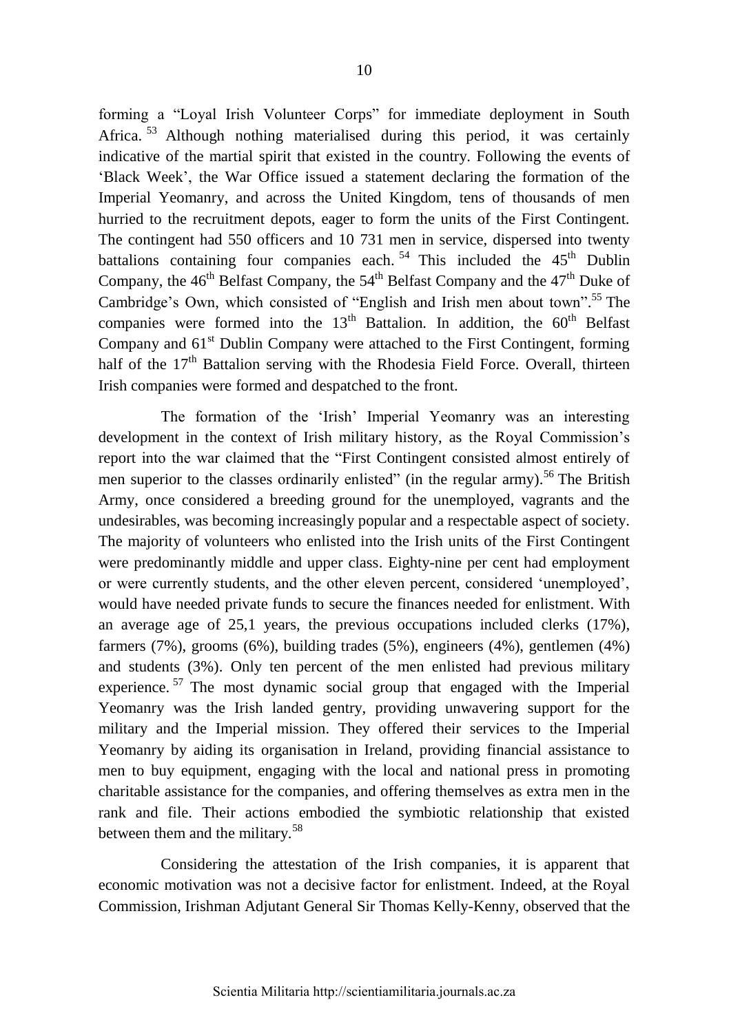forming a "Loyal Irish Volunteer Corps" for immediate deployment in South Africa. [53] Although nothing materialised during this period, it was certainly indicative of the martial spirit that existed in the country. Following the events of 'Black Week', the War Office issued a statement declaring the formation of the Imperial Yeomanry, and across the United Kingdom, tens of thousands of men hurried to the recruitment depots, eager to form the units of the First Contingent. The contingent had 550 officers and 10 731 men in service, dispersed into twenty battalions containing four companies each. [54] This included the 45th Dublin Company, the 46th Belfast Company, the 54th Belfast Company and the 47th Duke of Cambridge's Own, which consisted of "English and Irish men about town".[55] The companies were formed into the 13th Battalion. In addition, the 60th Belfast Company and 61st Dublin Company were attached to the First Contingent, forming half of the 17th Battalion serving with the Rhodesia Field Force. Overall, thirteen Irish companies were formed and despatched to the front.

The formation of the 'Irish' Imperial Yeomanry was an interesting development in the context of Irish military history, as the Royal Commission's report into the war claimed that the "First Contingent consisted almost entirely of men superior to the classes ordinarily enlisted" (in the regular army).[56] The British Army, once considered a breeding ground for the unemployed, vagrants and the undesirables, was becoming increasingly popular and a respectable aspect of society. The majority of volunteers who enlisted into the Irish units of the First Contingent were predominantly middle and upper class. Eighty-nine per cent had employment or were currently students, and the other eleven percent, considered 'unemployed', would have needed private funds to secure the finances needed for enlistment. With an average age of 25,1 years, the previous occupations included clerks (17%), farmers (7%), grooms (6%), building trades (5%), engineers (4%), gentlemen (4%) and students (3%). Only ten percent of the men enlisted had previous military experience. [57] The most dynamic social group that engaged with the Imperial Yeomanry was the Irish landed gentry, providing unwavering support for the military and the Imperial mission. They offered their services to the Imperial Yeomanry by aiding its organisation in Ireland, providing financial assistance to men to buy equipment, engaging with the local and national press in promoting charitable assistance for the companies, and offering themselves as extra men in the rank and file. Their actions embodied the symbiotic relationship that existed between them and the military.[58]

Considering the attestation of the Irish companies, it is apparent that economic motivation was not a decisive factor for enlistment. Indeed, at the Royal Commission, Irishman Adjutant General Sir Thomas Kelly-Kenny, observed that the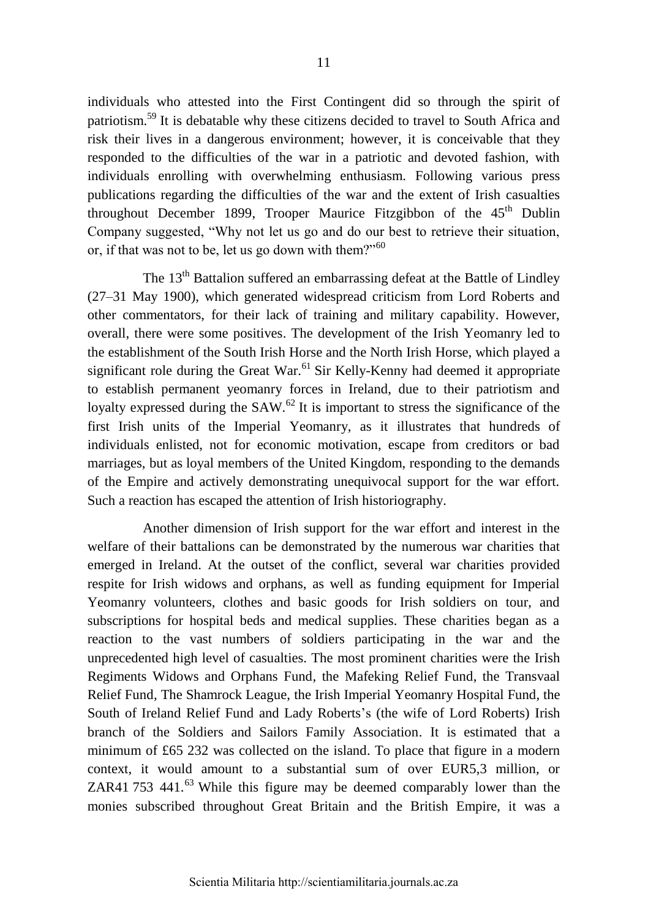individuals who attested into the First Contingent did so through the spirit of patriotism.[59] It is debatable why these citizens decided to travel to South Africa and risk their lives in a dangerous environment; however, it is conceivable that they responded to the difficulties of the war in a patriotic and devoted fashion, with individuals enrolling with overwhelming enthusiasm. Following various press publications regarding the difficulties of the war and the extent of Irish casualties throughout December 1899, Trooper Maurice Fitzgibbon of the 45th Dublin Company suggested, "Why not let us go and do our best to retrieve their situation, or, if that was not to be, let us go down with them?"[60]

The 13th Battalion suffered an embarrassing defeat at the Battle of Lindley (27–31 May 1900), which generated widespread criticism from Lord Roberts and other commentators, for their lack of training and military capability. However, overall, there were some positives. The development of the Irish Yeomanry led to the establishment of the South Irish Horse and the North Irish Horse, which played a significant role during the Great War.[61] Sir Kelly-Kenny had deemed it appropriate to establish permanent yeomanry forces in Ireland, due to their patriotism and loyalty expressed during the SAW.[62] It is important to stress the significance of the first Irish units of the Imperial Yeomanry, as it illustrates that hundreds of individuals enlisted, not for economic motivation, escape from creditors or bad marriages, but as loyal members of the United Kingdom, responding to the demands of the Empire and actively demonstrating unequivocal support for the war effort. Such a reaction has escaped the attention of Irish historiography.

Another dimension of Irish support for the war effort and interest in the welfare of their battalions can be demonstrated by the numerous war charities that emerged in Ireland. At the outset of the conflict, several war charities provided respite for Irish widows and orphans, as well as funding equipment for Imperial Yeomanry volunteers, clothes and basic goods for Irish soldiers on tour, and subscriptions for hospital beds and medical supplies. These charities began as a reaction to the vast numbers of soldiers participating in the war and the unprecedented high level of casualties. The most prominent charities were the Irish Regiments Widows and Orphans Fund, the Mafeking Relief Fund, the Transvaal Relief Fund, The Shamrock League, the Irish Imperial Yeomanry Hospital Fund, the South of Ireland Relief Fund and Lady Roberts's (the wife of Lord Roberts) Irish branch of the Soldiers and Sailors Family Association. It is estimated that a minimum of £65 232 was collected on the island. To place that figure in a modern context, it would amount to a substantial sum of over EUR5,3 million, or ZAR41 753 441.[63] While this figure may be deemed comparably lower than the monies subscribed throughout Great Britain and the British Empire, it was a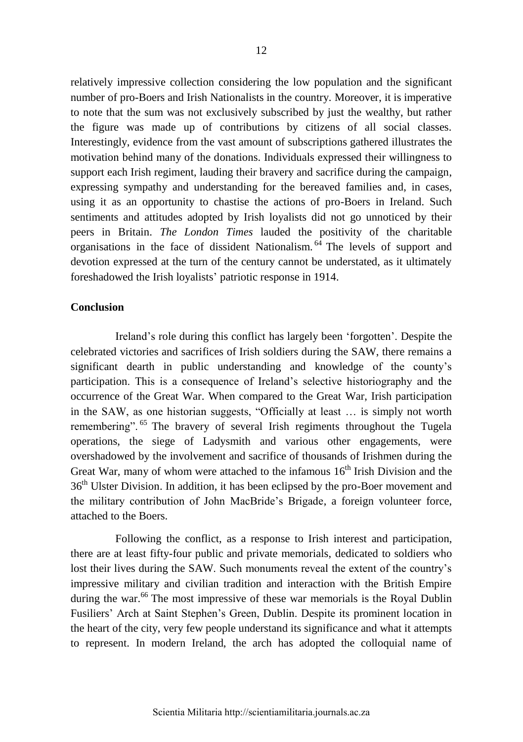relatively impressive collection considering the low population and the significant number of pro-Boers and Irish Nationalists in the country. Moreover, it is imperative to note that the sum was not exclusively subscribed by just the wealthy, but rather the figure was made up of contributions by citizens of all social classes. Interestingly, evidence from the vast amount of subscriptions gathered illustrates the motivation behind many of the donations. Individuals expressed their willingness to support each Irish regiment, lauding their bravery and sacrifice during the campaign, expressing sympathy and understanding for the bereaved families and, in cases, using it as an opportunity to chastise the actions of pro-Boers in Ireland. Such sentiments and attitudes adopted by Irish loyalists did not go unnoticed by their peers in Britain. *The London Times* lauded the positivity of the charitable organisations in the face of dissident Nationalism.[64] The levels of support and devotion expressed at the turn of the century cannot be understated, as it ultimately foreshadowed the Irish loyalists' patriotic response in 1914.

## Conclusion

Ireland's role during this conflict has largely been 'forgotten'. Despite the celebrated victories and sacrifices of Irish soldiers during the SAW, there remains a significant dearth in public understanding and knowledge of the county's participation. This is a consequence of Ireland's selective historiography and the occurrence of the Great War. When compared to the Great War, Irish participation in the SAW, as one historian suggests, "Officially at least … is simply not worth remembering".[65] The bravery of several Irish regiments throughout the Tugela operations, the siege of Ladysmith and various other engagements, were overshadowed by the involvement and sacrifice of thousands of Irishmen during the Great War, many of whom were attached to the infamous 16th Irish Division and the 36th Ulster Division. In addition, it has been eclipsed by the pro-Boer movement and the military contribution of John MacBride's Brigade, a foreign volunteer force, attached to the Boers.

Following the conflict, as a response to Irish interest and participation, there are at least fifty-four public and private memorials, dedicated to soldiers who lost their lives during the SAW. Such monuments reveal the extent of the country's impressive military and civilian tradition and interaction with the British Empire during the war.[66] The most impressive of these war memorials is the Royal Dublin Fusiliers' Arch at Saint Stephen's Green, Dublin. Despite its prominent location in the heart of the city, very few people understand its significance and what it attempts to represent. In modern Ireland, the arch has adopted the colloquial name of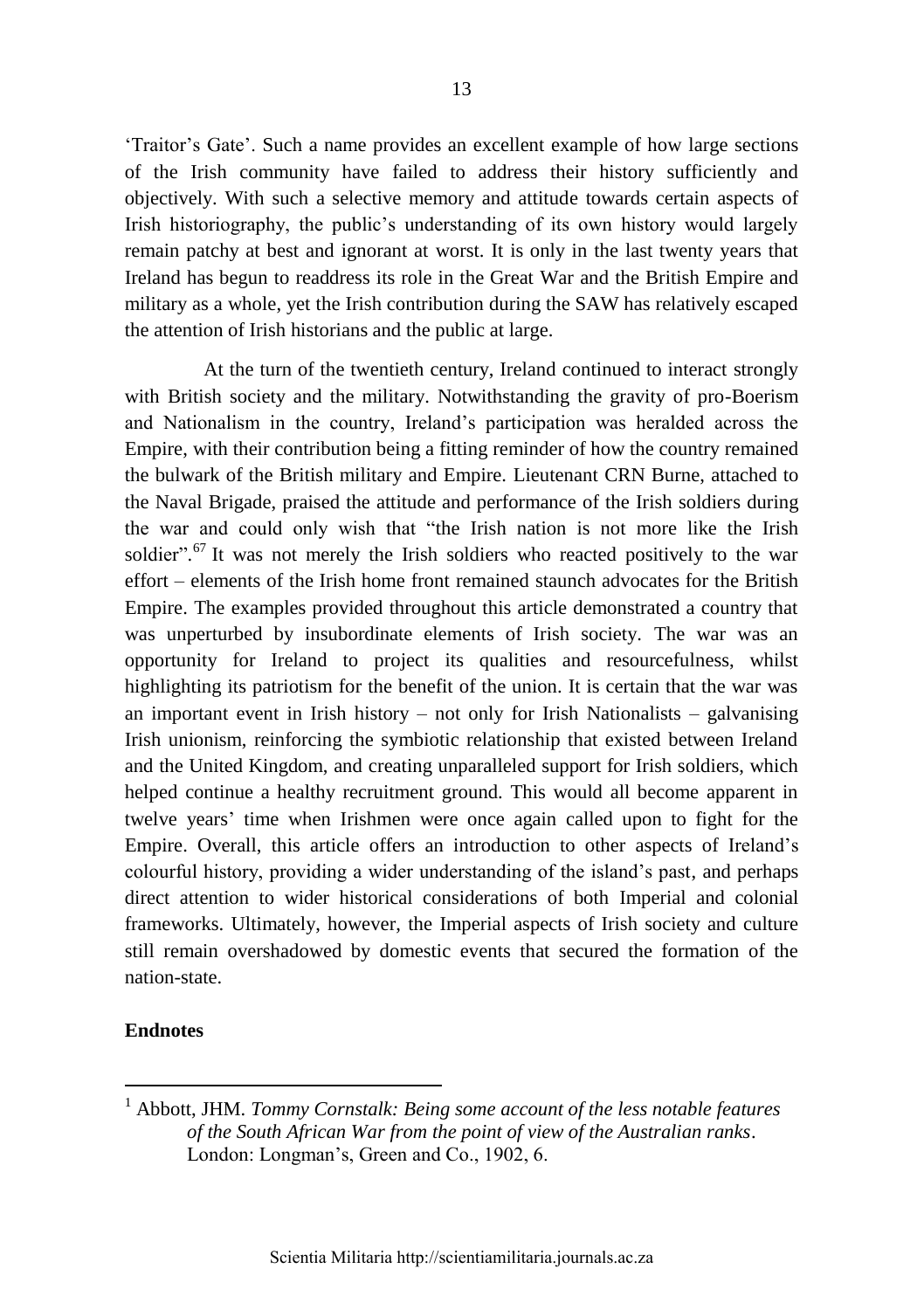'Traitor's Gate'. Such a name provides an excellent example of how large sections of the Irish community have failed to address their history sufficiently and objectively. With such a selective memory and attitude towards certain aspects of Irish historiography, the public's understanding of its own history would largely remain patchy at best and ignorant at worst. It is only in the last twenty years that Ireland has begun to readdress its role in the Great War and the British Empire and military as a whole, yet the Irish contribution during the SAW has relatively escaped the attention of Irish historians and the public at large.

At the turn of the twentieth century, Ireland continued to interact strongly with British society and the military. Notwithstanding the gravity of pro-Boerism and Nationalism in the country, Ireland's participation was heralded across the Empire, with their contribution being a fitting reminder of how the country remained the bulwark of the British military and Empire. Lieutenant CRN Burne, attached to the Naval Brigade, praised the attitude and performance of the Irish soldiers during the war and could only wish that "the Irish nation is not more like the Irish soldier".[67] It was not merely the Irish soldiers who reacted positively to the war effort – elements of the Irish home front remained staunch advocates for the British Empire. The examples provided throughout this article demonstrated a country that was unperturbed by insubordinate elements of Irish society. The war was an opportunity for Ireland to project its qualities and resourcefulness, whilst highlighting its patriotism for the benefit of the union. It is certain that the war was an important event in Irish history – not only for Irish Nationalists – galvanising Irish unionism, reinforcing the symbiotic relationship that existed between Ireland and the United Kingdom, and creating unparalleled support for Irish soldiers, which helped continue a healthy recruitment ground. This would all become apparent in twelve years' time when Irishmen were once again called upon to fight for the Empire. Overall, this article offers an introduction to other aspects of Ireland's colourful history, providing a wider understanding of the island's past, and perhaps direct attention to wider historical considerations of both Imperial and colonial frameworks. Ultimately, however, the Imperial aspects of Irish society and culture still remain overshadowed by domestic events that secured the formation of the nation-state.

**Endnotes**

[1] Abbott, JHM. *Tommy Cornstalk: Being some account of the less notable features of the South African War from the point of view of the Australian ranks*. London: Longman's, Green and Co., 1902, 6.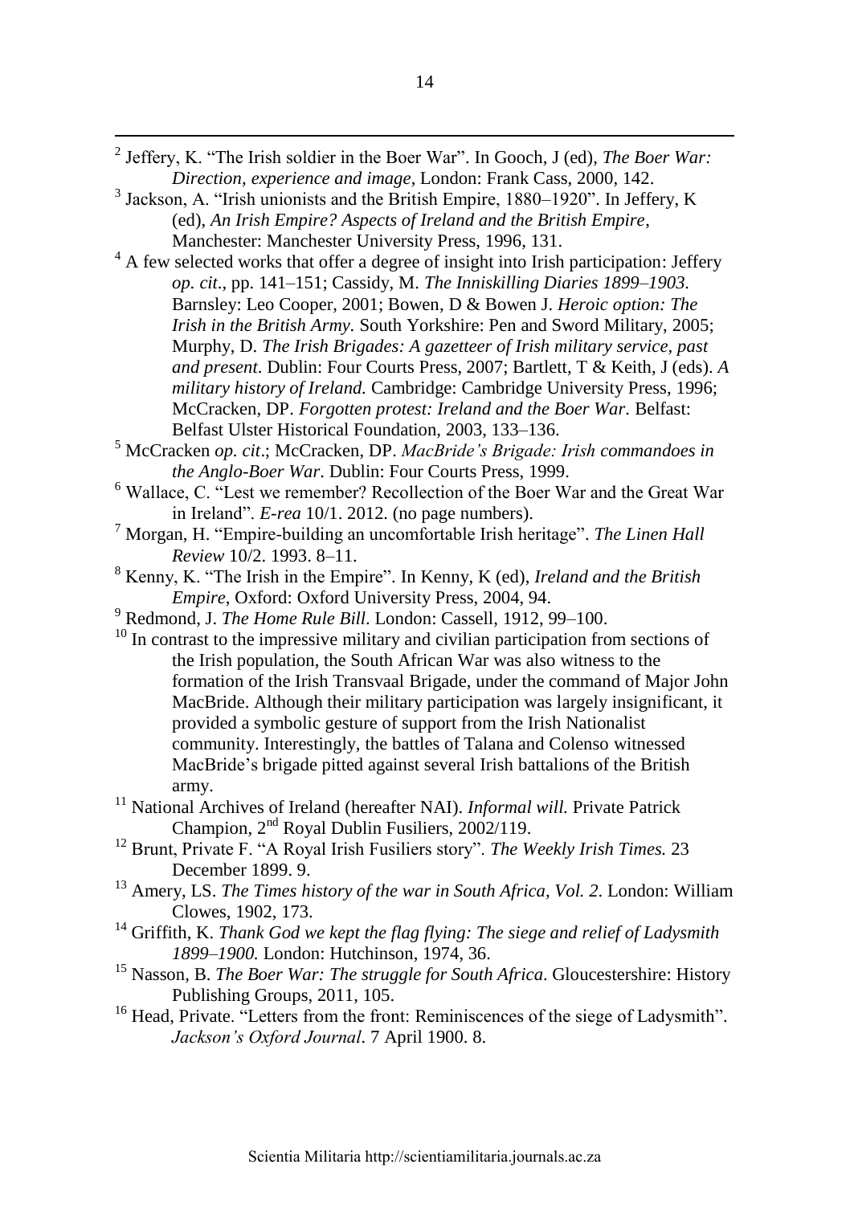[2] Jeffery, K. "The Irish soldier in the Boer War". In Gooch, J (ed), *The Boer War: Direction, experience and image*, London: Frank Cass, 2000, 142.

[3] Jackson, A. "Irish unionists and the British Empire, 1880–1920". In Jeffery, K (ed), *An Irish Empire? Aspects of Ireland and the British Empire*, Manchester: Manchester University Press, 1996, 131.

[4] A few selected works that offer a degree of insight into Irish participation: Jeffery *op. cit*., pp. 141–151; Cassidy, M. *The Inniskilling Diaries 1899–1903*. Barnsley: Leo Cooper, 2001; Bowen, D & Bowen J. *Heroic option: The Irish in the British Army*. South Yorkshire: Pen and Sword Military, 2005; Murphy, D. *The Irish Brigades: A gazetteer of Irish military service, past and present*. Dublin: Four Courts Press, 2007; Bartlett, T & Keith, J (eds). *A military history of Ireland*. Cambridge: Cambridge University Press, 1996; McCracken, DP. *Forgotten protest: Ireland and the Boer War*. Belfast: Belfast Ulster Historical Foundation, 2003, 133–136.

[5] McCracken *op. cit*.; McCracken, DP. *MacBride's Brigade: Irish commandoes in the Anglo-Boer War*. Dublin: Four Courts Press, 1999.

[6] Wallace, C. "Lest we remember? Recollection of the Boer War and the Great War in Ireland". *E-rea* 10/1. 2012. (no page numbers).

[7] Morgan, H. "Empire-building an uncomfortable Irish heritage". *The Linen Hall Review* 10/2. 1993. 8–11.

[8] Kenny, K. "The Irish in the Empire". In Kenny, K (ed), *Ireland and the British Empire*, Oxford: Oxford University Press, 2004, 94.

[9] Redmond, J. *The Home Rule Bill*. London: Cassell, 1912, 99–100.

[10] In contrast to the impressive military and civilian participation from sections of the Irish population, the South African War was also witness to the formation of the Irish Transvaal Brigade, under the command of Major John MacBride. Although their military participation was largely insignificant, it provided a symbolic gesture of support from the Irish Nationalist community. Interestingly, the battles of Talana and Colenso witnessed MacBride's brigade pitted against several Irish battalions of the British army.

[11] National Archives of Ireland (hereafter NAI). *Informal will.* Private Patrick Champion, 2nd Royal Dublin Fusiliers, 2002/119.

[12] Brunt, Private F. "A Royal Irish Fusiliers story". *The Weekly Irish Times.* 23 December 1899. 9.

[13] Amery, LS. *The Times history of the war in South Africa, Vol. 2*. London: William Clowes, 1902, 173.

[14] Griffith, K. *Thank God we kept the flag flying: The siege and relief of Ladysmith 1899–1900.* London: Hutchinson, 1974, 36.

[15] Nasson, B. *The Boer War: The struggle for South Africa*. Gloucestershire: History Publishing Groups, 2011, 105.

[16] Head, Private. "Letters from the front: Reminiscences of the siege of Ladysmith". *Jackson's Oxford Journal*. 7 April 1900. 8.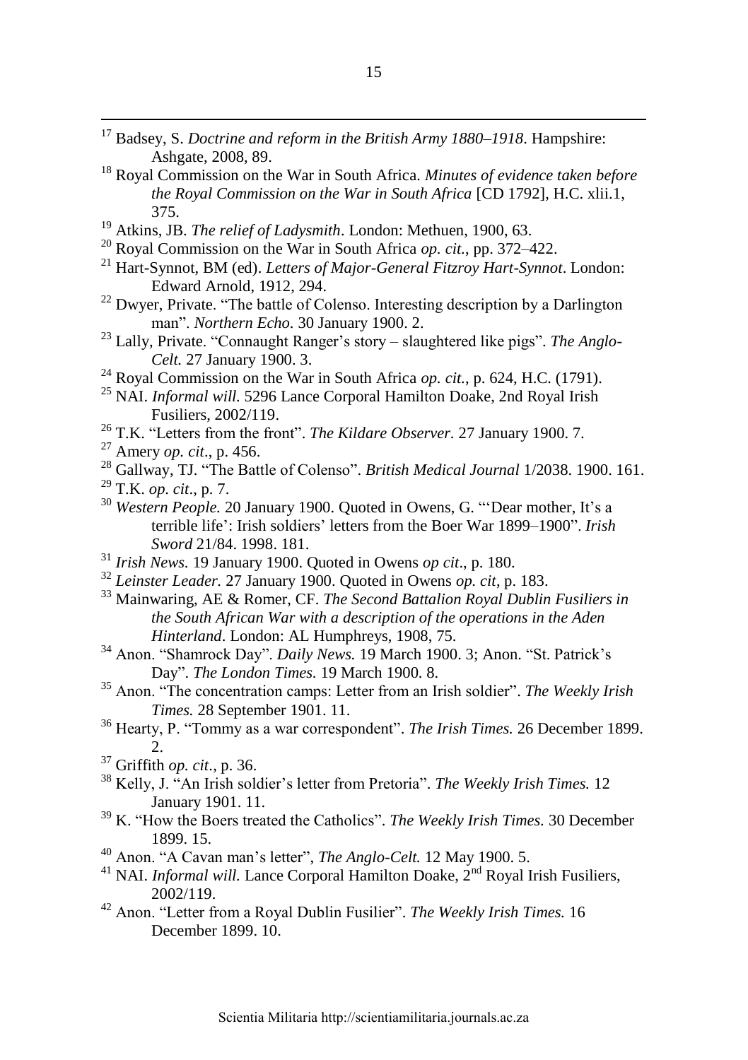[17] Badsey, S. *Doctrine and reform in the British Army 1880–1918*. Hampshire: Ashgate, 2008, 89.

[18] Royal Commission on the War in South Africa. *Minutes of evidence taken before the Royal Commission on the War in South Africa* [CD 1792], H.C. xlii.1, 375.

[19] Atkins, JB. *The relief of Ladysmith*. London: Methuen, 1900, 63.

[20] Royal Commission on the War in South Africa *op. cit*., pp. 372–422.

[21] Hart-Synnot, BM (ed). *Letters of Major-General Fitzroy Hart-Synnot*. London: Edward Arnold, 1912, 294.

[22] Dwyer, Private. "The battle of Colenso. Interesting description by a Darlington man". *Northern Echo.* 30 January 1900. 2.

[23] Lally, Private. "Connaught Ranger's story – slaughtered like pigs". *The Anglo-Celt.* 27 January 1900. 3.

[24] Royal Commission on the War in South Africa *op. cit*., p. 624, H.C. (1791).

[25] NAI. *Informal will.* 5296 Lance Corporal Hamilton Doake, 2nd Royal Irish Fusiliers, 2002/119.

[26] T.K. "Letters from the front". *The Kildare Observer.* 27 January 1900. 7.

[27] Amery *op. cit*., p. 456.

[28] Gallway, TJ. "The Battle of Colenso". *British Medical Journal* 1/2038. 1900. 161.

[29] T.K. *op. cit*., p. 7.

[30] *Western People.* 20 January 1900. Quoted in Owens, G. "'Dear mother, It's a terrible life': Irish soldiers' letters from the Boer War 1899–1900". *Irish Sword* 21/84. 1998. 181.

[31] *Irish News.* 19 January 1900. Quoted in Owens *op cit*., p. 180.

[32] *Leinster Leader.* 27 January 1900. Quoted in Owens *op. cit*, p. 183.

[33] Mainwaring, AE & Romer, CF. *The Second Battalion Royal Dublin Fusiliers in the South African War with a description of the operations in the Aden Hinterland*. London: AL Humphreys, 1908, 75.

[34] Anon. "Shamrock Day". *Daily News.* 19 March 1900. 3; Anon. "St. Patrick's Day". *The London Times.* 19 March 1900. 8.

[35] Anon. "The concentration camps: Letter from an Irish soldier". *The Weekly Irish Times.* 28 September 1901. 11.

[36] Hearty, P. "Tommy as a war correspondent". *The Irish Times.* 26 December 1899. 2.

[37] Griffith *op. cit*., p. 36.

[38] Kelly, J. "An Irish soldier's letter from Pretoria". *The Weekly Irish Times.* 12 January 1901. 11.

[39] K. "How the Boers treated the Catholics". *The Weekly Irish Times.* 30 December 1899. 15.

[40] Anon. "A Cavan man's letter", *The Anglo-Celt.* 12 May 1900. 5.

[41] NAI. *Informal will.* Lance Corporal Hamilton Doake, 2nd Royal Irish Fusiliers, 2002/119.

[42] Anon. "Letter from a Royal Dublin Fusilier". *The Weekly Irish Times.* 16 December 1899. 10.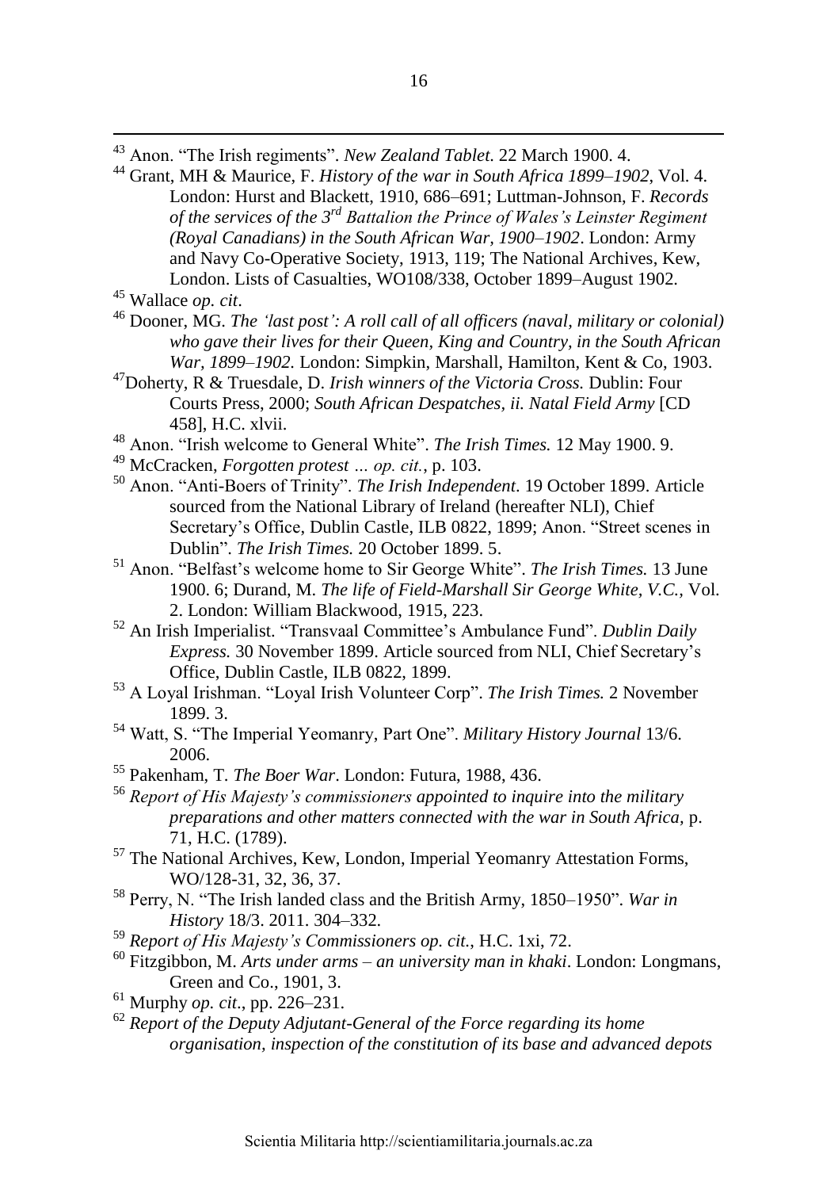[43] Anon. "The Irish regiments". *New Zealand Tablet.* 22 March 1900. 4.

[44] Grant, MH & Maurice, F. *History of the war in South Africa 1899–1902*, Vol. 4. London: Hurst and Blackett, 1910, 686–691; Luttman-Johnson, F. *Records of the services of the 3rd Battalion the Prince of Wales's Leinster Regiment (Royal Canadians) in the South African War, 1900–1902*. London: Army and Navy Co-Operative Society, 1913, 119; The National Archives, Kew, London. Lists of Casualties, WO108/338, October 1899–August 1902.

[45] Wallace *op. cit*.

[46] Dooner, MG. *The 'last post': A roll call of all officers (naval, military or colonial) who gave their lives for their Queen, King and Country, in the South African War, 1899–1902.* London: Simpkin, Marshall, Hamilton, Kent & Co, 1903.

[47] Doherty, R & Truesdale, D. *Irish winners of the Victoria Cross.* Dublin: Four Courts Press, 2000; *South African Despatches, ii. Natal Field Army* [CD 458], H.C. xlvii.

[48] Anon. "Irish welcome to General White". *The Irish Times.* 12 May 1900. 9.

[49] McCracken, *Forgotten protest … op. cit.*, p. 103.

[50] Anon. "Anti-Boers of Trinity". *The Irish Independent*. 19 October 1899. Article sourced from the National Library of Ireland (hereafter NLI), Chief Secretary's Office, Dublin Castle, ILB 0822, 1899; Anon. "Street scenes in Dublin". *The Irish Times.* 20 October 1899. 5.

[51] Anon. "Belfast's welcome home to Sir George White". *The Irish Times.* 13 June 1900. 6; Durand, M. *The life of Field-Marshall Sir George White, V.C.,* Vol. 2. London: William Blackwood, 1915, 223.

[52] An Irish Imperialist. "Transvaal Committee's Ambulance Fund". *Dublin Daily Express.* 30 November 1899. Article sourced from NLI, Chief Secretary's Office, Dublin Castle, ILB 0822, 1899.

[53] A Loyal Irishman. "Loyal Irish Volunteer Corp". *The Irish Times.* 2 November 1899. 3.

[54] Watt, S. "The Imperial Yeomanry, Part One". *Military History Journal* 13/6. 2006.

[55] Pakenham, T. *The Boer War*. London: Futura, 1988, 436.

[56] *Report of His Majesty's commissioners appointed to inquire into the military preparations and other matters connected with the war in South Africa*, p. 71, H.C. (1789).

[57] The National Archives, Kew, London, Imperial Yeomanry Attestation Forms, WO/128-31, 32, 36, 37.

[58] Perry, N. "The Irish landed class and the British Army, 1850–1950". *War in History* 18/3. 2011. 304–332.

[59] *Report of His Majesty's Commissioners op. cit.*, H.C. 1xi, 72.

[60] Fitzgibbon, M. *Arts under arms – an university man in khaki*. London: Longmans, Green and Co., 1901, 3.

[61] Murphy *op. cit*., pp. 226–231.

[62] *Report of the Deputy Adjutant-General of the Force regarding its home organisation, inspection of the constitution of its base and advanced depots*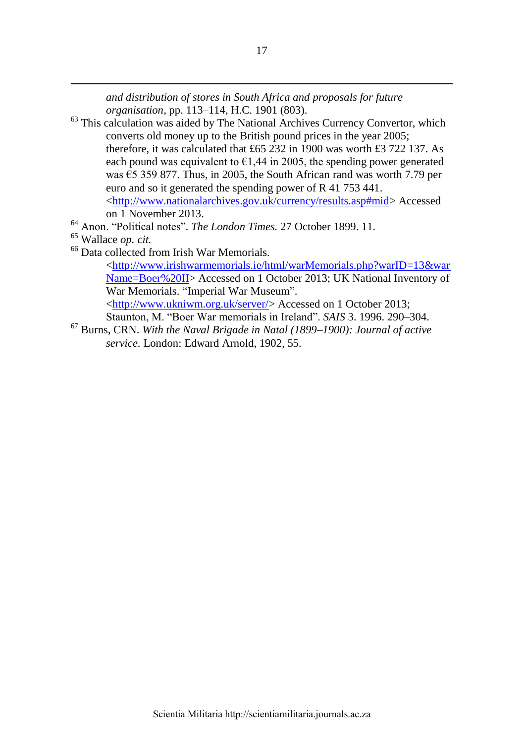*and distribution of stores in South Africa and proposals for future organisation*, pp. 113–114, H.C. 1901 (803).

[63] This calculation was aided by The National Archives Currency Convertor, which converts old money up to the British pound prices in the year 2005; therefore, it was calculated that £65 232 in 1900 was worth £3 722 137. As each pound was equivalent to €1,44 in 2005, the spending power generated was €5 359 877. Thus, in 2005, the South African rand was worth 7.79 per euro and so it generated the spending power of R 41 753 441. <http://www.nationalarchives.gov.uk/currency/results.asp#mid> Accessed on 1 November 2013.

[64] Anon. "Political notes". *The London Times.* 27 October 1899. 11.

[65] Wallace *op. cit.*

[66] Data collected from Irish War Memorials. <http://www.irishwarmemorials.ie/html/warMemorials.php?warID=13&warName=Boer%20II> Accessed on 1 October 2013; UK National Inventory of War Memorials. "Imperial War Museum". <http://www.ukniwm.org.uk/server/> Accessed on 1 October 2013; Staunton, M. "Boer War memorials in Ireland". *SAIS* 3. 1996. 290–304.

[67] Burns, CRN. *With the Naval Brigade in Natal (1899–1900): Journal of active service*. London: Edward Arnold, 1902, 55.